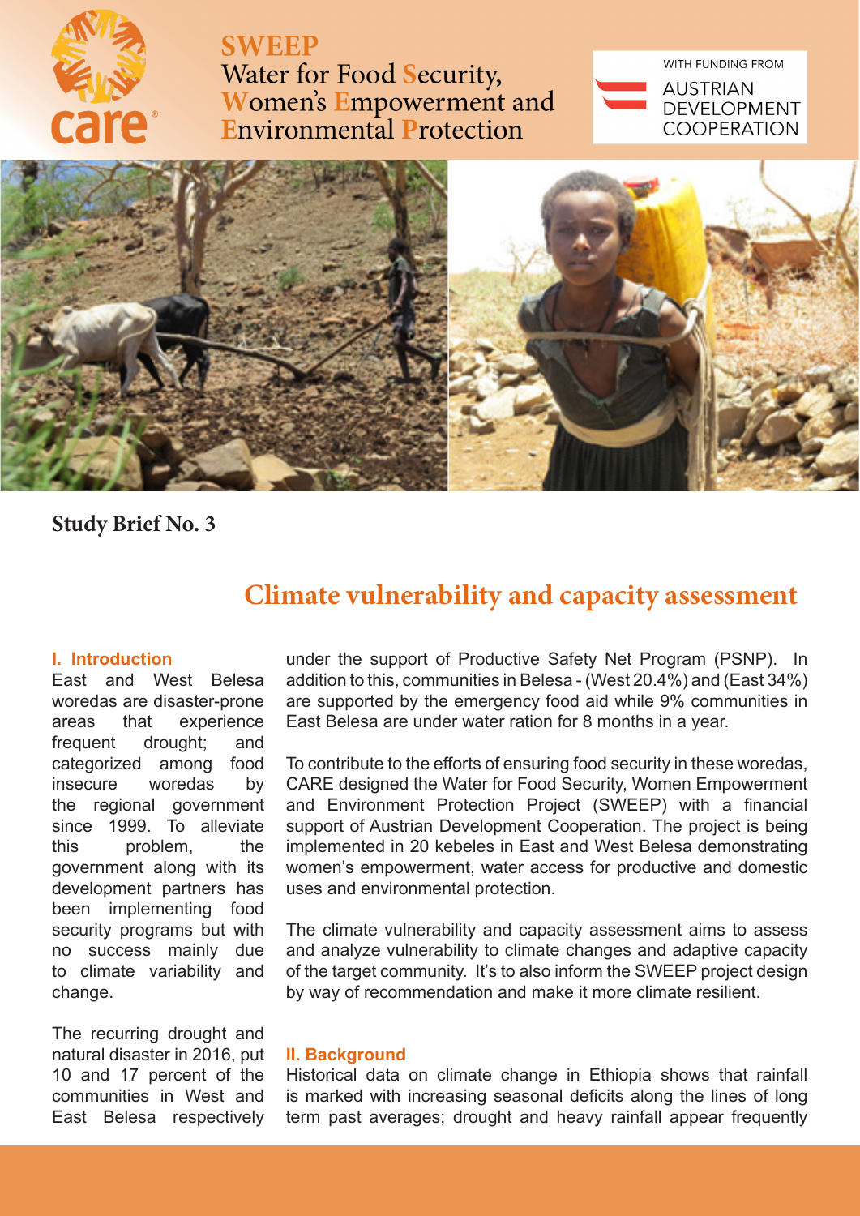# SWEEP

Water for Food Security, Women's Empowerment and Environmental Protection

WITH FUNDING FROM AUSTRIAN DEVELOPMENT COOPERATION

**Study Brief No. 3**

## Climate vulnerability and capacity assessment

### I. Introduction

East and West Belesa woredas are disaster-prone areas that experience frequent drought; and categorized among food insecure woredas by the regional government since 1999. To alleviate this problem, the government along with its development partners has been implementing food security programs but with no success mainly due to climate variability and change.

The recurring drought and natural disaster in 2016, put 10 and 17 percent of the communities in West and East Belesa respectively under the support of Productive Safety Net Program (PSNP). In addition to this, communities in Belesa - (West 20.4%) and (East 34%) are supported by the emergency food aid while 9% communities in East Belesa are under water ration for 8 months in a year.

To contribute to the efforts of ensuring food security in these woredas, CARE designed the Water for Food Security, Women Empowerment and Environment Protection Project (SWEEP) with a financial support of Austrian Development Cooperation. The project is being implemented in 20 kebeles in East and West Belesa demonstrating women's empowerment, water access for productive and domestic uses and environmental protection.

The climate vulnerability and capacity assessment aims to assess and analyze vulnerability to climate changes and adaptive capacity of the target community. It's to also inform the SWEEP project design by way of recommendation and make it more climate resilient.

### II. Background

Historical data on climate change in Ethiopia shows that rainfall is marked with increasing seasonal deficits along the lines of long term past averages; drought and heavy rainfall appear frequently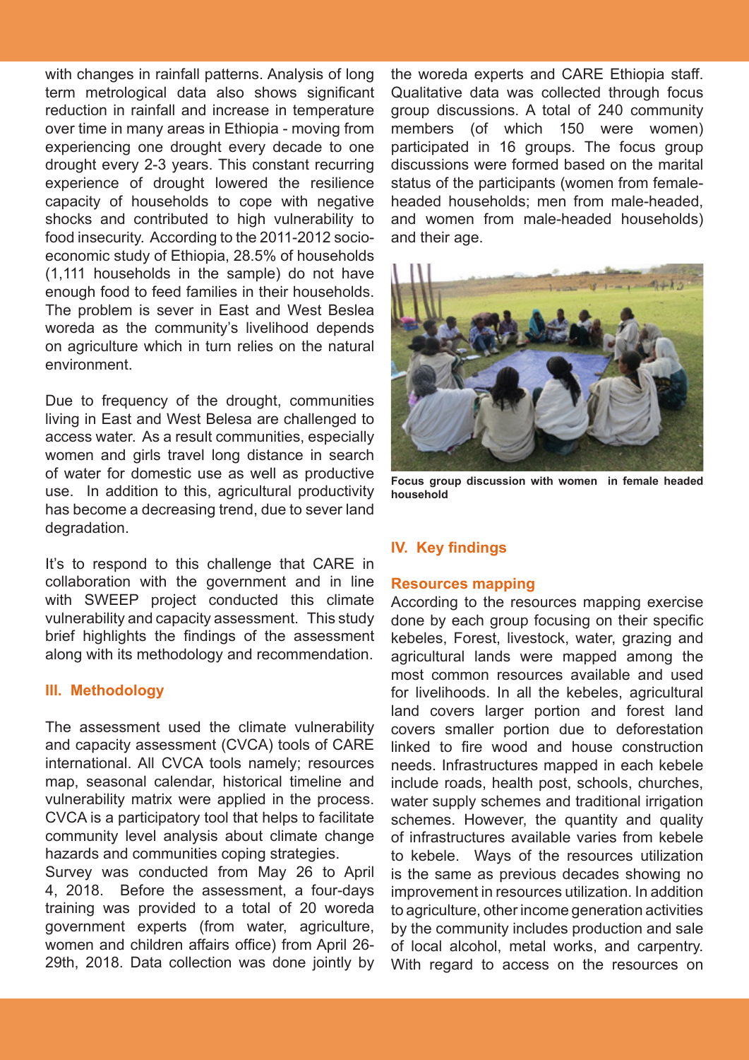with changes in rainfall patterns. Analysis of long term metrological data also shows significant reduction in rainfall and increase in temperature over time in many areas in Ethiopia - moving from experiencing one drought every decade to one drought every 2-3 years. This constant recurring experience of drought lowered the resilience capacity of households to cope with negative shocks and contributed to high vulnerability to food insecurity. According to the 2011-2012 socio-economic study of Ethiopia, 28.5% of households (1,111 households in the sample) do not have enough food to feed families in their households. The problem is sever in East and West Beslea woreda as the community's livelihood depends on agriculture which in turn relies on the natural environment.

Due to frequency of the drought, communities living in East and West Belesa are challenged to access water. As a result communities, especially women and girls travel long distance in search of water for domestic use as well as productive use. In addition to this, agricultural productivity has become a decreasing trend, due to sever land degradation.

It's to respond to this challenge that CARE in collaboration with the government and in line with SWEEP project conducted this climate vulnerability and capacity assessment. This study brief highlights the findings of the assessment along with its methodology and recommendation.

## III. Methodology

The assessment used the climate vulnerability and capacity assessment (CVCA) tools of CARE international. All CVCA tools namely; resources map, seasonal calendar, historical timeline and vulnerability matrix were applied in the process. CVCA is a participatory tool that helps to facilitate community level analysis about climate change hazards and communities coping strategies.

Survey was conducted from May 26 to April 4, 2018. Before the assessment, a four-days training was provided to a total of 20 woreda government experts (from water, agriculture, women and children affairs office) from April 26-29th, 2018. Data collection was done jointly by the woreda experts and CARE Ethiopia staff. Qualitative data was collected through focus group discussions. A total of 240 community members (of which 150 were women) participated in 16 groups. The focus group discussions were formed based on the marital status of the participants (women from female-headed households; men from male-headed, and women from male-headed households) and their age.

**Focus group discussion with women in female headed household**

## IV. Key findings

### Resources mapping

According to the resources mapping exercise done by each group focusing on their specific kebeles, Forest, livestock, water, grazing and agricultural lands were mapped among the most common resources available and used for livelihoods. In all the kebeles, agricultural land covers larger portion and forest land covers smaller portion due to deforestation linked to fire wood and house construction needs. Infrastructures mapped in each kebele include roads, health post, schools, churches, water supply schemes and traditional irrigation schemes. However, the quantity and quality of infrastructures available varies from kebele to kebele. Ways of the resources utilization is the same as previous decades showing no improvement in resources utilization. In addition to agriculture, other income generation activities by the community includes production and sale of local alcohol, metal works, and carpentry. With regard to access on the resources on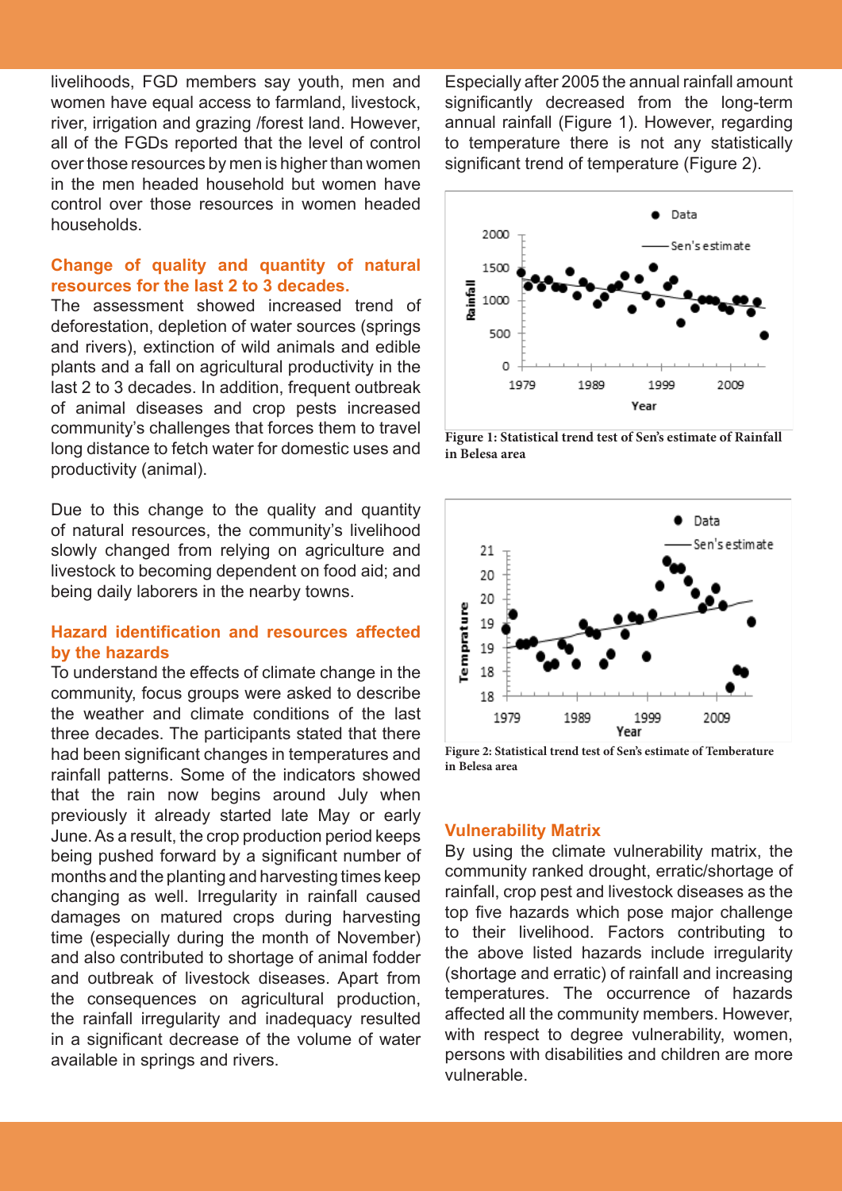livelihoods, FGD members say youth, men and women have equal access to farmland, livestock, river, irrigation and grazing /forest land. However, all of the FGDs reported that the level of control over those resources by men is higher than women in the men headed household but women have control over those resources in women headed households.

## Change of quality and quantity of natural resources for the last 2 to 3 decades.

The assessment showed increased trend of deforestation, depletion of water sources (springs and rivers), extinction of wild animals and edible plants and a fall on agricultural productivity in the last 2 to 3 decades. In addition, frequent outbreak of animal diseases and crop pests increased community's challenges that forces them to travel long distance to fetch water for domestic uses and productivity (animal).

Due to this change to the quality and quantity of natural resources, the community's livelihood slowly changed from relying on agriculture and livestock to becoming dependent on food aid; and being daily laborers in the nearby towns.

## Hazard identification and resources affected by the hazards

To understand the effects of climate change in the community, focus groups were asked to describe the weather and climate conditions of the last three decades. The participants stated that there had been significant changes in temperatures and rainfall patterns. Some of the indicators showed that the rain now begins around July when previously it already started late May or early June. As a result, the crop production period keeps being pushed forward by a significant number of months and the planting and harvesting times keep changing as well. Irregularity in rainfall caused damages on matured crops during harvesting time (especially during the month of November) and also contributed to shortage of animal fodder and outbreak of livestock diseases. Apart from the consequences on agricultural production, the rainfall irregularity and inadequacy resulted in a significant decrease of the volume of water available in springs and rivers.

Especially after 2005 the annual rainfall amount significantly decreased from the long-term annual rainfall (Figure 1). However, regarding to temperature there is not any statistically significant trend of temperature (Figure 2).

**Figure 1: Statistical trend test of Sen's estimate of Rainfall in Belesa area**

**Figure 2: Statistical trend test of Sen's estimate of Temberature in Belesa area**

## Vulnerability Matrix

By using the climate vulnerability matrix, the community ranked drought, erratic/shortage of rainfall, crop pest and livestock diseases as the top five hazards which pose major challenge to their livelihood. Factors contributing to the above listed hazards include irregularity (shortage and erratic) of rainfall and increasing temperatures. The occurrence of hazards affected all the community members. However, with respect to degree vulnerability, women, persons with disabilities and children are more vulnerable.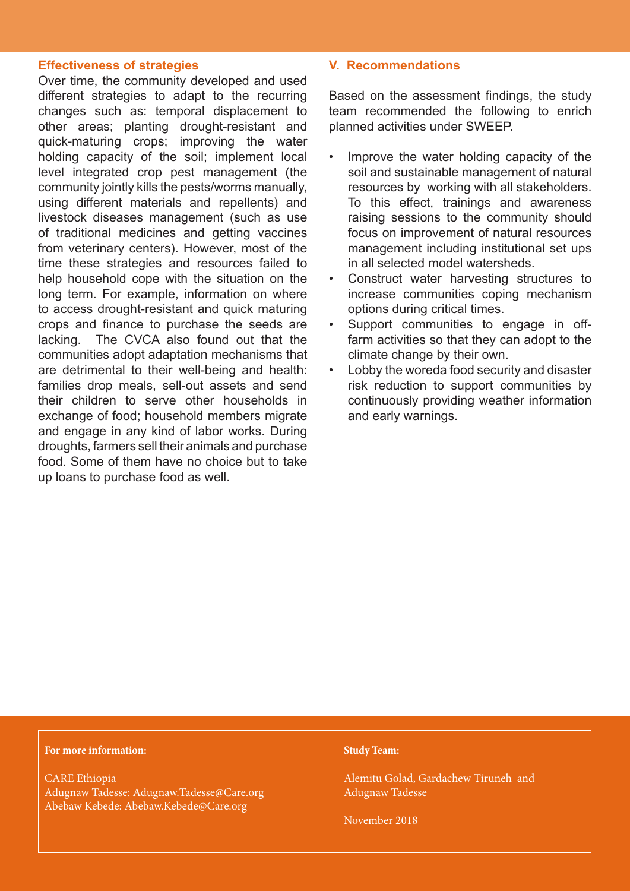### Effectiveness of strategies

Over time, the community developed and used different strategies to adapt to the recurring changes such as: temporal displacement to other areas; planting drought-resistant and quick-maturing crops; improving the water holding capacity of the soil; implement local level integrated crop pest management (the community jointly kills the pests/worms manually, using different materials and repellents) and livestock diseases management (such as use of traditional medicines and getting vaccines from veterinary centers). However, most of the time these strategies and resources failed to help household cope with the situation on the long term. For example, information on where to access drought-resistant and quick maturing crops and finance to purchase the seeds are lacking. The CVCA also found out that the communities adopt adaptation mechanisms that are detrimental to their well-being and health: families drop meals, sell-out assets and send their children to serve other households in exchange of food; household members migrate and engage in any kind of labor works. During droughts, farmers sell their animals and purchase food. Some of them have no choice but to take up loans to purchase food as well.

## V. Recommendations

Based on the assessment findings, the study team recommended the following to enrich planned activities under SWEEP.

- Improve the water holding capacity of the soil and sustainable management of natural resources by working with all stakeholders. To this effect, trainings and awareness raising sessions to the community should focus on improvement of natural resources management including institutional set ups in all selected model watersheds.
- Construct water harvesting structures to increase communities coping mechanism options during critical times.
- Support communities to engage in off-farm activities so that they can adopt to the climate change by their own.
- Lobby the woreda food security and disaster risk reduction to support communities by continuously providing weather information and early warnings.

**For more information:**

CARE Ethiopia
Adugnaw Tadesse: Adugnaw.Tadesse@Care.org
Abebaw Kebede: Abebaw.Kebede@Care.org

**Study Team:**

Alemitu Golad, Gardachew Tiruneh and Adugnaw Tadesse

November 2018